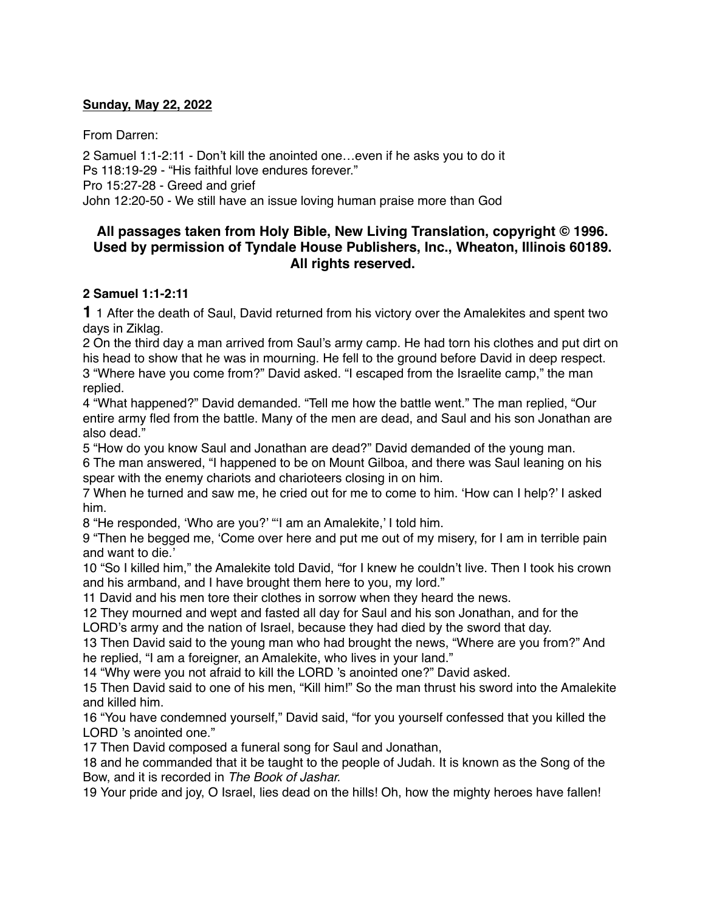**Sunday, May 22, 2022**

From Darren:

2 Samuel 1:1-2:11 - Don't kill the anointed one…even if he asks you to do it
Ps 118:19-29 - "His faithful love endures forever."
Pro 15:27-28 - Greed and grief
John 12:20-50 - We still have an issue loving human praise more than God

**All passages taken from Holy Bible, New Living Translation, copyright © 1996. Used by permission of Tyndale House Publishers, Inc., Wheaton, Illinois 60189. All rights reserved.**

**2 Samuel 1:1-2:11**

**1** 1 After the death of Saul, David returned from his victory over the Amalekites and spent two days in Ziklag.
2 On the third day a man arrived from Saul's army camp. He had torn his clothes and put dirt on his head to show that he was in mourning. He fell to the ground before David in deep respect.
3 "Where have you come from?" David asked. "I escaped from the Israelite camp," the man replied.
4 "What happened?" David demanded. "Tell me how the battle went." The man replied, "Our entire army fled from the battle. Many of the men are dead, and Saul and his son Jonathan are also dead."
5 "How do you know Saul and Jonathan are dead?" David demanded of the young man.
6 The man answered, "I happened to be on Mount Gilboa, and there was Saul leaning on his spear with the enemy chariots and charioteers closing in on him.
7 When he turned and saw me, he cried out for me to come to him. 'How can I help?' I asked him.
8 "He responded, 'Who are you?' "'I am an Amalekite,' I told him.
9 "Then he begged me, 'Come over here and put me out of my misery, for I am in terrible pain and want to die.'
10 "So I killed him," the Amalekite told David, "for I knew he couldn't live. Then I took his crown and his armband, and I have brought them here to you, my lord."
11 David and his men tore their clothes in sorrow when they heard the news.
12 They mourned and wept and fasted all day for Saul and his son Jonathan, and for the LORD's army and the nation of Israel, because they had died by the sword that day.
13 Then David said to the young man who had brought the news, "Where are you from?" And he replied, "I am a foreigner, an Amalekite, who lives in your land."
14 "Why were you not afraid to kill the LORD 's anointed one?" David asked.
15 Then David said to one of his men, "Kill him!" So the man thrust his sword into the Amalekite and killed him.
16 "You have condemned yourself," David said, "for you yourself confessed that you killed the LORD 's anointed one."
17 Then David composed a funeral song for Saul and Jonathan,
18 and he commanded that it be taught to the people of Judah. It is known as the Song of the Bow, and it is recorded in *The Book of Jashar.*
19 Your pride and joy, O Israel, lies dead on the hills! Oh, how the mighty heroes have fallen!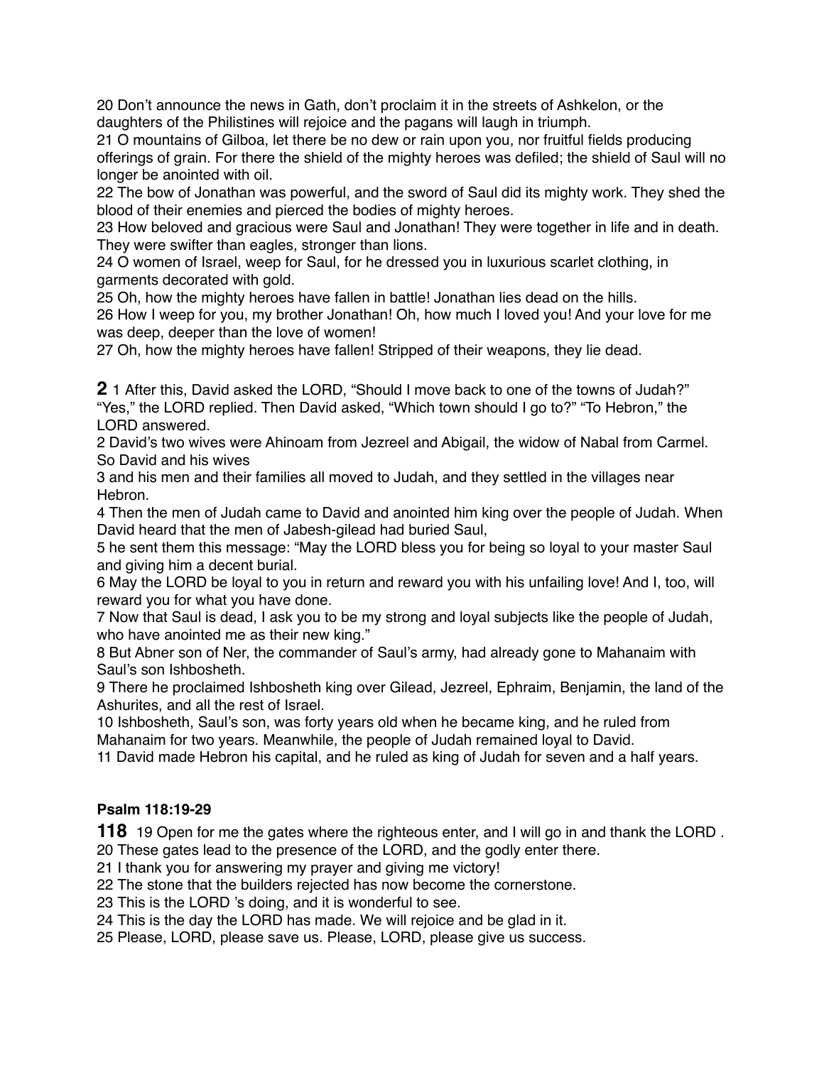20 Don't announce the news in Gath, don't proclaim it in the streets of Ashkelon, or the daughters of the Philistines will rejoice and the pagans will laugh in triumph.
21 O mountains of Gilboa, let there be no dew or rain upon you, nor fruitful fields producing offerings of grain. For there the shield of the mighty heroes was defiled; the shield of Saul will no longer be anointed with oil.
22 The bow of Jonathan was powerful, and the sword of Saul did its mighty work. They shed the blood of their enemies and pierced the bodies of mighty heroes.
23 How beloved and gracious were Saul and Jonathan! They were together in life and in death. They were swifter than eagles, stronger than lions.
24 O women of Israel, weep for Saul, for he dressed you in luxurious scarlet clothing, in garments decorated with gold.
25 Oh, how the mighty heroes have fallen in battle! Jonathan lies dead on the hills.
26 How I weep for you, my brother Jonathan! Oh, how much I loved you! And your love for me was deep, deeper than the love of women!
27 Oh, how the mighty heroes have fallen! Stripped of their weapons, they lie dead.

**2** 1 After this, David asked the LORD, "Should I move back to one of the towns of Judah?" "Yes," the LORD replied. Then David asked, "Which town should I go to?" "To Hebron," the LORD answered.
2 David's two wives were Ahinoam from Jezreel and Abigail, the widow of Nabal from Carmel. So David and his wives
3 and his men and their families all moved to Judah, and they settled in the villages near Hebron.
4 Then the men of Judah came to David and anointed him king over the people of Judah. When David heard that the men of Jabesh-gilead had buried Saul,
5 he sent them this message: "May the LORD bless you for being so loyal to your master Saul and giving him a decent burial.
6 May the LORD be loyal to you in return and reward you with his unfailing love! And I, too, will reward you for what you have done.
7 Now that Saul is dead, I ask you to be my strong and loyal subjects like the people of Judah, who have anointed me as their new king."
8 But Abner son of Ner, the commander of Saul's army, had already gone to Mahanaim with Saul's son Ishbosheth.
9 There he proclaimed Ishbosheth king over Gilead, Jezreel, Ephraim, Benjamin, the land of the Ashurites, and all the rest of Israel.
10 Ishbosheth, Saul's son, was forty years old when he became king, and he ruled from Mahanaim for two years. Meanwhile, the people of Judah remained loyal to David.
11 David made Hebron his capital, and he ruled as king of Judah for seven and a half years.

**Psalm 118:19-29**

**118** 19 Open for me the gates where the righteous enter, and I will go in and thank the LORD .
20 These gates lead to the presence of the LORD, and the godly enter there.
21 I thank you for answering my prayer and giving me victory!
22 The stone that the builders rejected has now become the cornerstone.
23 This is the LORD 's doing, and it is wonderful to see.
24 This is the day the LORD has made. We will rejoice and be glad in it.
25 Please, LORD, please save us. Please, LORD, please give us success.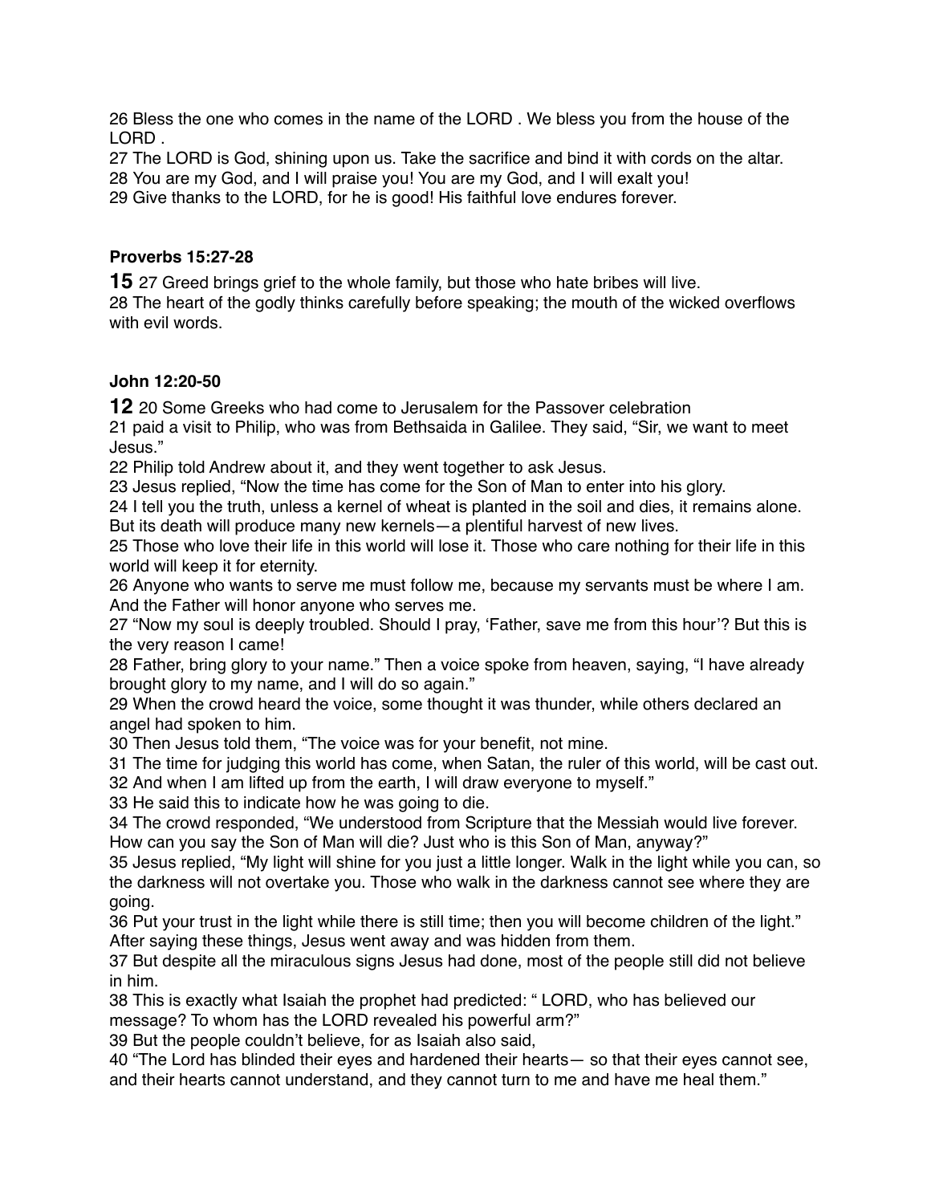26 Bless the one who comes in the name of the LORD . We bless you from the house of the LORD .
27 The LORD is God, shining upon us. Take the sacrifice and bind it with cords on the altar.
28 You are my God, and I will praise you! You are my God, and I will exalt you!
29 Give thanks to the LORD, for he is good! His faithful love endures forever.

**Proverbs 15:27-28**

**15** 27 Greed brings grief to the whole family, but those who hate bribes will live.
28 The heart of the godly thinks carefully before speaking; the mouth of the wicked overflows with evil words.

**John 12:20-50**

**12** 20 Some Greeks who had come to Jerusalem for the Passover celebration
21 paid a visit to Philip, who was from Bethsaida in Galilee. They said, "Sir, we want to meet Jesus."
22 Philip told Andrew about it, and they went together to ask Jesus.
23 Jesus replied, "Now the time has come for the Son of Man to enter into his glory.
24 I tell you the truth, unless a kernel of wheat is planted in the soil and dies, it remains alone. But its death will produce many new kernels—a plentiful harvest of new lives.
25 Those who love their life in this world will lose it. Those who care nothing for their life in this world will keep it for eternity.
26 Anyone who wants to serve me must follow me, because my servants must be where I am. And the Father will honor anyone who serves me.
27 "Now my soul is deeply troubled. Should I pray, 'Father, save me from this hour'? But this is the very reason I came!
28 Father, bring glory to your name." Then a voice spoke from heaven, saying, "I have already brought glory to my name, and I will do so again."
29 When the crowd heard the voice, some thought it was thunder, while others declared an angel had spoken to him.
30 Then Jesus told them, "The voice was for your benefit, not mine.
31 The time for judging this world has come, when Satan, the ruler of this world, will be cast out.
32 And when I am lifted up from the earth, I will draw everyone to myself."
33 He said this to indicate how he was going to die.
34 The crowd responded, "We understood from Scripture that the Messiah would live forever. How can you say the Son of Man will die? Just who is this Son of Man, anyway?"
35 Jesus replied, "My light will shine for you just a little longer. Walk in the light while you can, so the darkness will not overtake you. Those who walk in the darkness cannot see where they are going.
36 Put your trust in the light while there is still time; then you will become children of the light." After saying these things, Jesus went away and was hidden from them.
37 But despite all the miraculous signs Jesus had done, most of the people still did not believe in him.
38 This is exactly what Isaiah the prophet had predicted: " LORD, who has believed our message? To whom has the LORD revealed his powerful arm?"
39 But the people couldn't believe, for as Isaiah also said,
40 "The Lord has blinded their eyes and hardened their hearts— so that their eyes cannot see, and their hearts cannot understand, and they cannot turn to me and have me heal them."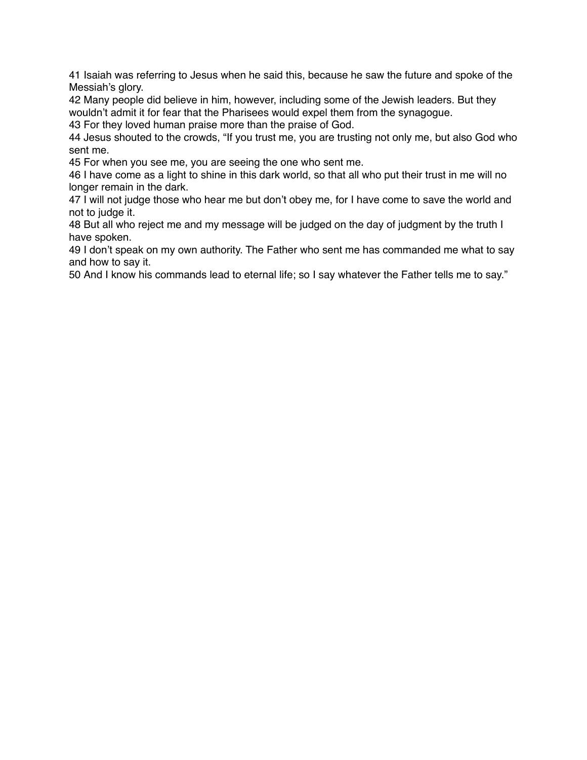41 Isaiah was referring to Jesus when he said this, because he saw the future and spoke of the Messiah's glory.
42 Many people did believe in him, however, including some of the Jewish leaders. But they wouldn't admit it for fear that the Pharisees would expel them from the synagogue.
43 For they loved human praise more than the praise of God.
44 Jesus shouted to the crowds, "If you trust me, you are trusting not only me, but also God who sent me.
45 For when you see me, you are seeing the one who sent me.
46 I have come as a light to shine in this dark world, so that all who put their trust in me will no longer remain in the dark.
47 I will not judge those who hear me but don't obey me, for I have come to save the world and not to judge it.
48 But all who reject me and my message will be judged on the day of judgment by the truth I have spoken.
49 I don't speak on my own authority. The Father who sent me has commanded me what to say and how to say it.
50 And I know his commands lead to eternal life; so I say whatever the Father tells me to say."